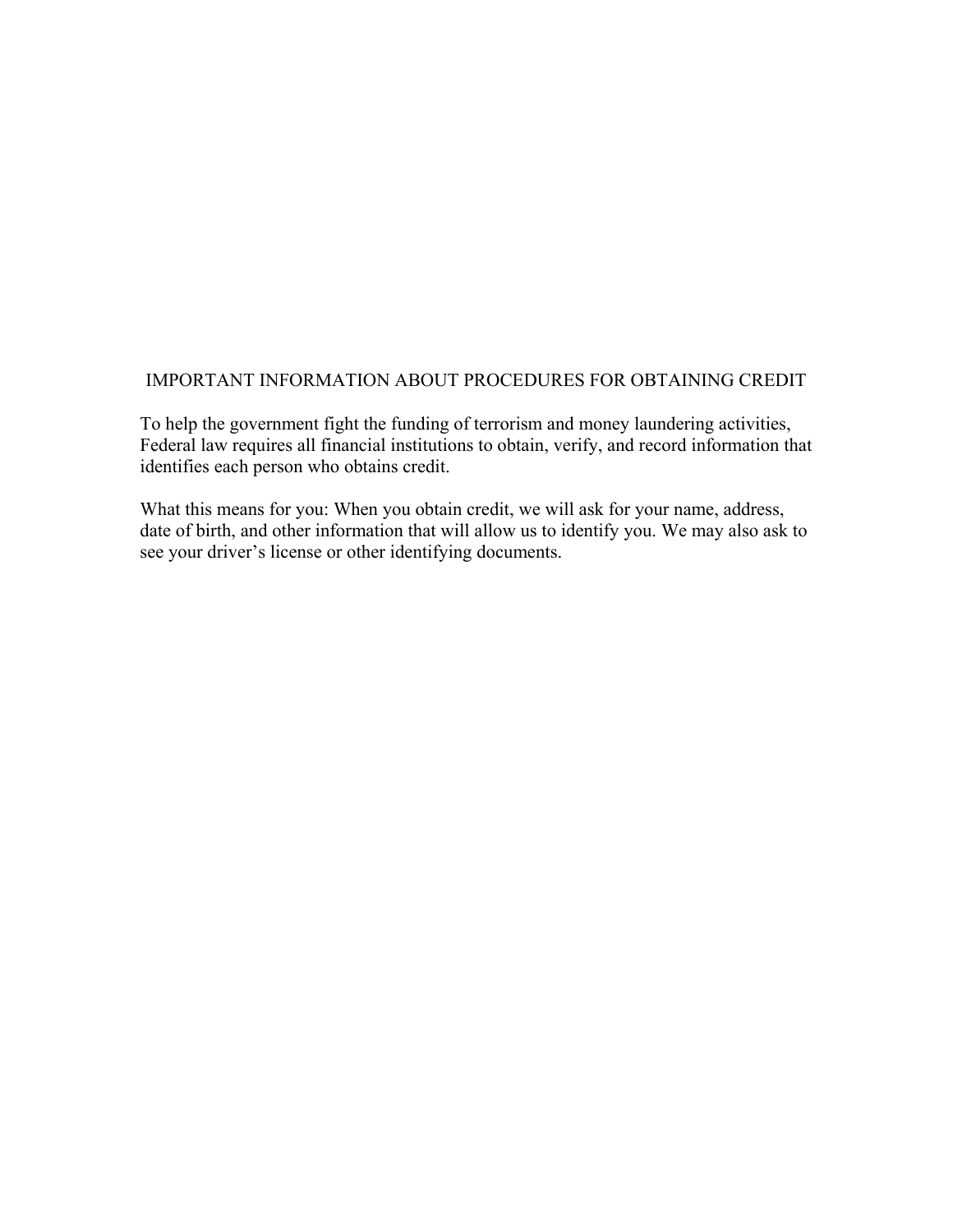# IMPORTANT INFORMATION ABOUT PROCEDURES FOR OBTAINING CREDIT

To help the government fight the funding of terrorism and money laundering activities, Federal law requires all financial institutions to obtain, verify, and record information that identifies each person who obtains credit.

What this means for you: When you obtain credit, we will ask for your name, address, date of birth, and other information that will allow us to identify you. We may also ask to see your driver's license or other identifying documents.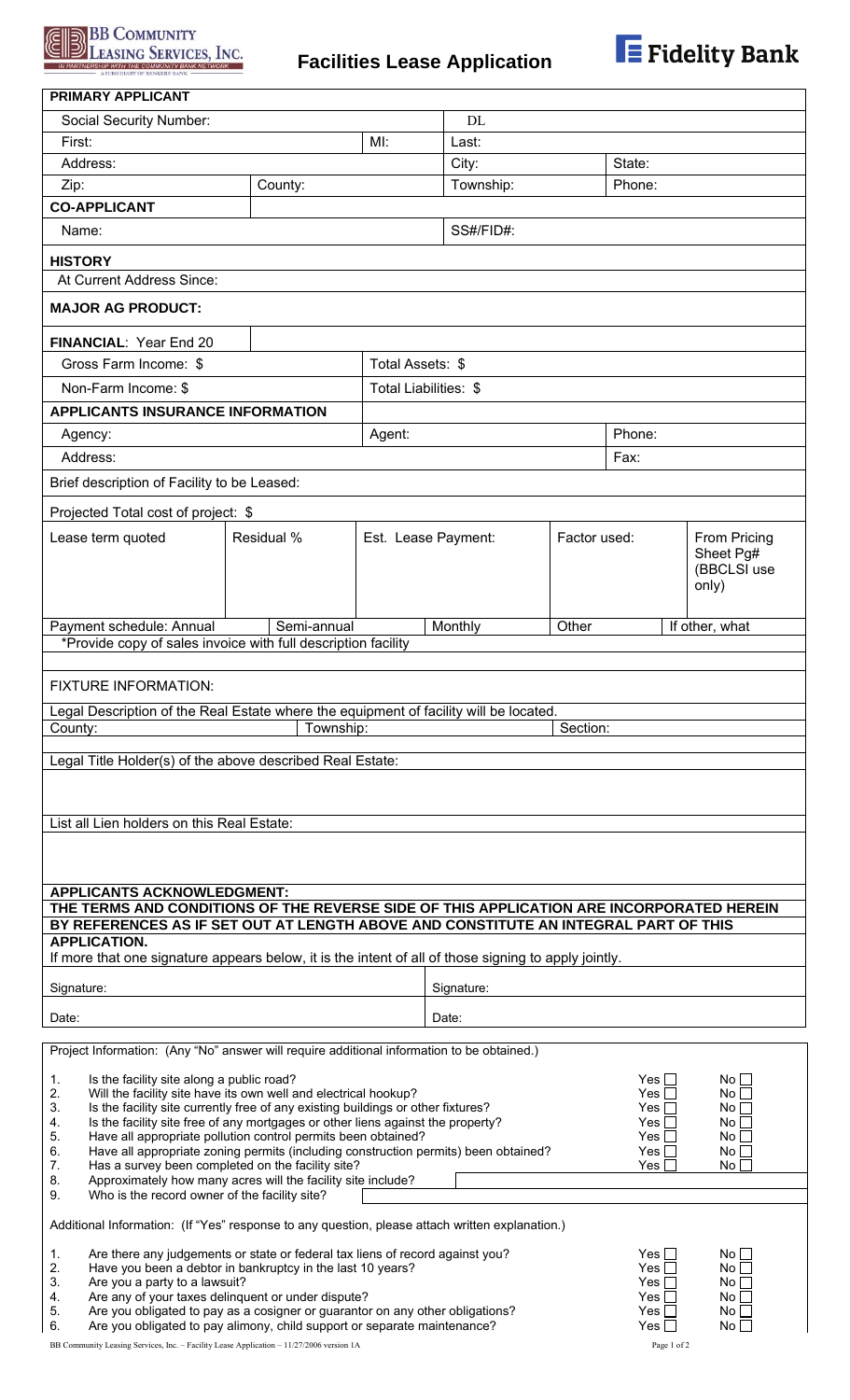**BB COMMUNITY LEASING SERVICES, INC.**
IN PARTNERSHIP WITH THE COMMUNITY BANK NETWORK
A SUBSIDIARY OF BANKERS' BANK

# Facilities Lease Application

**Fidelity Bank**

| **PRIMARY APPLICANT** | | | | | | |
|---|---|---|---|---|---|---|
| Social Security Number: | | | DL | | | |
| First: | | MI: | Last: | | | |
| Address: | | | City: | | State: | |
| Zip: | County: | | Township: | | Phone: | |
| **CO-APPLICANT** | | | | | | |
| Name: | | | SS#/FID#: | | | |
| **HISTORY** | | | | | | |
| At Current Address Since: | | | | | | |
| **MAJOR AG PRODUCT:** | | | | | | |
| **FINANCIAL**: Year End 20 | | | | | | |
| Gross Farm Income: $ | | Total Assets: $ | | | | |
| Non-Farm Income: $ | | Total Liabilities: $ | | | | |
| **APPLICANTS INSURANCE INFORMATION** | | | | | | |
| Agency: | | Agent: | | | Phone: | |
| Address: | | | | | Fax: | |
| Brief description of Facility to be Leased: | | | | | | |
| Projected Total cost of project: $ | | | | | | |
| Lease term quoted | Residual % | Est. Lease Payment: | | Factor used: | | From Pricing Sheet Pg# (BBCLSI use only) |
| Payment schedule: Annual | Semi-annual | | Monthly | Other | | If other, what |

*Provide copy of sales invoice with full description facility

FIXTURE INFORMATION:

Legal Description of the Real Estate where the equipment of facility will be located.

County: Township: Section:

Legal Title Holder(s) of the above described Real Estate:

List all Lien holders on this Real Estate:

**APPLICANTS ACKNOWLEDGMENT:**

**THE TERMS AND CONDITIONS OF THE REVERSE SIDE OF THIS APPLICATION ARE INCORPORATED HEREIN BY REFERENCES AS IF SET OUT AT LENGTH ABOVE AND CONSTITUTE AN INTEGRAL PART OF THIS APPLICATION.**

If more that one signature appears below, it is the intent of all of those signing to apply jointly.

| Signature: | Signature: |
|---|---|
| Date: | Date: |

Project Information: (Any "No" answer will require additional information to be obtained.)

| | | | |
|---|---|---|---|
| 1. | Is the facility site along a public road? | Yes ☐ | No ☐ |
| 2. | Will the facility site have its own well and electrical hookup? | Yes ☐ | No ☐ |
| 3. | Is the facility site currently free of any existing buildings or other fixtures? | Yes ☐ | No ☐ |
| 4. | Is the facility site free of any mortgages or other liens against the property? | Yes ☐ | No ☐ |
| 5. | Have all appropriate pollution control permits been obtained? | Yes ☐ | No ☐ |
| 6. | Have all appropriate zoning permits (including construction permits) been obtained? | Yes ☐ | No ☐ |
| 7. | Has a survey been completed on the facility site? | Yes ☐ | No ☐ |
| 8. | Approximately how many acres will the facility site include? | | |
| 9. | Who is the record owner of the facility site? | | |

Additional Information: (If "Yes" response to any question, please attach written explanation.)

| | | | |
|---|---|---|---|
| 1. | Are there any judgements or state or federal tax liens of record against you? | Yes ☐ | No ☐ |
| 2. | Have you been a debtor in bankruptcy in the last 10 years? | Yes ☐ | No ☐ |
| 3. | Are you a party to a lawsuit? | Yes ☐ | No ☐ |
| 4. | Are any of your taxes delinquent or under dispute? | Yes ☐ | No ☐ |
| 5. | Are you obligated to pay as a cosigner or guarantor on any other obligations? | Yes ☐ | No ☐ |
| 6. | Are you obligated to pay alimony, child support or separate maintenance? | Yes ☐ | No ☐ |

BB Community Leasing Services, Inc. – Facility Lease Application – 11/27/2006 version 1A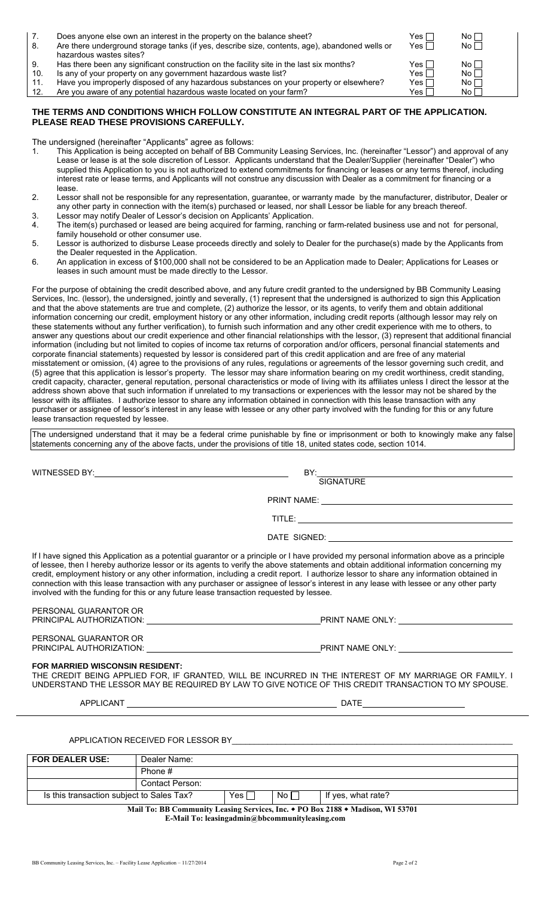| | | | |
|---|---|---|---|
| 7. | Does anyone else own an interest in the property on the balance sheet? | Yes ☐ | No ☐ |
| 8. | Are there underground storage tanks (if yes, describe size, contents, age), abandoned wells or hazardous wastes sites? | Yes ☐ | No ☐ |
| 9. | Has there been any significant construction on the facility site in the last six months? | Yes ☐ | No ☐ |
| 10. | Is any of your property on any government hazardous waste list? | Yes ☐ | No ☐ |
| 11. | Have you improperly disposed of any hazardous substances on your property or elsewhere? | Yes ☐ | No ☐ |
| 12. | Are you aware of any potential hazardous waste located on your farm? | Yes ☐ | No ☐ |

**THE TERMS AND CONDITIONS WHICH FOLLOW CONSTITUTE AN INTEGRAL PART OF THE APPLICATION. PLEASE READ THESE PROVISIONS CAREFULLY.**

The undersigned (hereinafter "Applicants" agree as follows:

1. This Application is being accepted on behalf of BB Community Leasing Services, Inc. (hereinafter "Lessor") and approval of any Lease or lease is at the sole discretion of Lessor. Applicants understand that the Dealer/Supplier (hereinafter "Dealer") who supplied this Application to you is not authorized to extend commitments for financing or leases or any terms thereof, including interest rate or lease terms, and Applicants will not construe any discussion with Dealer as a commitment for financing or a lease.
2. Lessor shall not be responsible for any representation, guarantee, or warranty made by the manufacturer, distributor, Dealer or any other party in connection with the item(s) purchased or leased, nor shall Lessor be liable for any breach thereof.
3. Lessor may notify Dealer of Lessor's decision on Applicants' Application.
4. The item(s) purchased or leased are being acquired for farming, ranching or farm-related business use and not for personal, family household or other consumer use.
5. Lessor is authorized to disburse Lease proceeds directly and solely to Dealer for the purchase(s) made by the Applicants from the Dealer requested in the Application.
6. An application in excess of $100,000 shall not be considered to be an Application made to Dealer; Applications for Leases or leases in such amount must be made directly to the Lessor.

For the purpose of obtaining the credit described above, and any future credit granted to the undersigned by BB Community Leasing Services, Inc. (lessor), the undersigned, jointly and severally, (1) represent that the undersigned is authorized to sign this Application and that the above statements are true and complete, (2) authorize the lessor, or its agents, to verify them and obtain additional information concerning our credit, employment history or any other information, including credit reports (although lessor may rely on these statements without any further verification), to furnish such information and any other credit experience with me to others, to answer any questions about our credit experience and other financial relationships with the lessor, (3) represent that additional financial information (including but not limited to copies of income tax returns of corporation and/or officers, personal financial statements and corporate financial statements) requested by lessor is considered part of this credit application and are free of any material misstatement or omission, (4) agree to the provisions of any rules, regulations or agreements of the lessor governing such credit, and (5) agree that this application is lessor's property. The lessor may share information bearing on my credit worthiness, credit standing, credit capacity, character, general reputation, personal characteristics or mode of living with its affiliates unless I direct the lessor at the address shown above that such information if unrelated to my transactions or experiences with the lessor may not be shared by the lessor with its affiliates. I authorize lessor to share any information obtained in connection with this lease transaction with any purchaser or assignee of lessor's interest in any lease with lessee or any other party involved with the funding for this or any future lease transaction requested by lessee.

The undersigned understand that it may be a federal crime punishable by fine or imprisonment or both to knowingly make any false statements concerning any of the above facts, under the provisions of title 18, united states code, section 1014.

WITNESSED BY: ______________________ BY: ______________________
SIGNATURE

PRINT NAME: ______________________

TITLE: ______________________

DATE SIGNED: ______________________

If I have signed this Application as a potential guarantor or a principle or I have provided my personal information above as a principle of lessee, then I hereby authorize lessor or its agents to verify the above statements and obtain additional information concerning my credit, employment history or any other information, including a credit report. I authorize lessor to share any information obtained in connection with this lease transaction with any purchaser or assignee of lessor's interest in any lease with lessee or any other party involved with the funding for this or any future lease transaction requested by lessee.

PERSONAL GUARANTOR OR PRINCIPAL AUTHORIZATION: ______________________ PRINT NAME ONLY: ______________________

PERSONAL GUARANTOR OR PRINCIPAL AUTHORIZATION: ______________________ PRINT NAME ONLY: ______________________

**FOR MARRIED WISCONSIN RESIDENT:**

THE CREDIT BEING APPLIED FOR, IF GRANTED, WILL BE INCURRED IN THE INTEREST OF MY MARRIAGE OR FAMILY. I UNDERSTAND THE LESSOR MAY BE REQUIRED BY LAW TO GIVE NOTICE OF THIS CREDIT TRANSACTION TO MY SPOUSE.

APPLICANT ______________________ DATE ______________________

APPLICATION RECEIVED FOR LESSOR BY ______________________

| **FOR DEALER USE:** | Dealer Name: | | | |
|---|---|---|---|---|
| | Phone # | | | |
| | Contact Person: | | | |
| Is this transaction subject to Sales Tax? | | Yes ☐ | No ☐ | If yes, what rate? |

**Mail To: BB Community Leasing Services, Inc. ◆ PO Box 2188 ◆ Madison, WI 53701**
**E-Mail To: leasingadmin@bbcommunityleasing.com**

BB Community Leasing Services, Inc. – Facility Lease Application – 11/27/2014